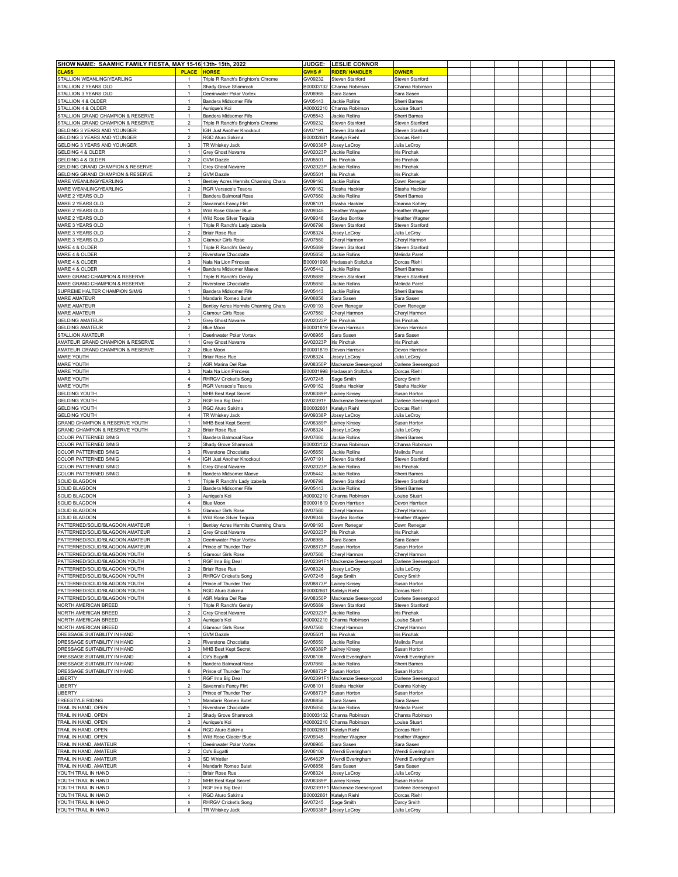| SHOW NAME: SAAMHC FAMILY FIESTA, MAY 15-16 13th- 15th, 2022 | | | JUDGE: | LESLIE CONNOR | |
|---|---|---|---|---|---|
| CLASS | PLACE | HORSE | GVHS # | RIDER/ HANDLER | OWNER |
| STALLION WEANLING/YEARLING | 1 | Triple R Ranch's Brighton's Chrome | GV09232 | Steven Stanford | Steven Stanford |
| STALLION 2 YEARS OLD | 1 | Shady Grove Shamrock | B00003132 | Channa Robinson | Channa Robinson |
| STALLION 3 YEARS OLD | 1 | Deerinwater Polar Vortex | GV06965 | Sara Sasen | Sara Sasen |
| STALLION 4 & OLDER | 1 | Bandera Midsomer Fife | GV05443 | Jackie Rollins | Sherri Barnes |
| STALLION 4 & OLDER | 2 | Aunique's Koi | A00002210 | Channa Robinson | Louise Stuart |
| STALLION GRAND CHAMPION & RESERVE | 1 | Bandera Midsomer Fife | GV05543 | Jackie Rollins | Sherri Barnes |
| STALLION GRAND CHAMPION & RESERVE | 2 | Triple R Ranch's Brighton's Chrome | GV09232 | Steven Stanford | Steven Stanford |
| GELDING 3 YEARS AND YOUNGER | 1 | IGH Just Another Knockout | GV07191 | Steven Stanford | Steven Stanford |
| GELDING 3 YEARS AND YOUNGER | 2 | RGD Aturo Sakima | B00002661 | Katelyn Riehl | Dorcas Riehl |
| GELDING 3 YEARS AND YOUNGER | 3 | TR Whiskey Jack | GV09338P | Josey LeCroy | Julia LeCroy |
| GELDING 4 & OLDER | 1 | Grey Ghost Navarre | GV02023P | Jackie Rollins | Iris Pinchak |
| GELDING 4 & OLDER | 2 | GVM Dazzle | GV05501 | Iris Pinchak | Iris Pinchak |
| GELDING GRAND CHAMPION & RESERVE | 1 | Grey Ghost Navarre | GV02023P | Jackie Rollins | Iris Pinchak |
| GELDING GRAND CHAMPION & RESERVE | 2 | GVM Dazzle | GV05501 | Iris Pinchak | Iris Pinchak |
| MARE WEANLING/YEARLING | 1 | Bentley Acres Hermits Charming Chara | GV09193 | Jackie Rollins | Dawn Renegar |
| MARE WEANLING/YEARLING | 2 | RGR Versace's Tesora | GV09162 | Stasha Hackler | Stasha Hackler |
| MARE 2 YEARS OLD | 1 | Bandera Balmoral Rose | GV07660 | Jackie Rollins | Sherri Barnes |
| MARE 2 YEARS OLD | 2 | Savanna's Fancy Flirt | GV08101 | Stasha Hackler | Deanna Kohley |
| MARE 2 YEARS OLD | 3 | Wild Rose Glacier Blue | GV09345 | Heather Wagner | Heather Wagner |
| MARE 2 YEARS OLD | 4 | Wild Rose Silver Tequila | GV09346 | Saydea Bontke | Heather Wagner |
| MARE 3 YEARS OLD | 1 | Triple R Ranch's Lady Izabella | GV06798 | Steven Stanford | Steven Stanford |
| MARE 3 YEARS OLD | 2 | Briair Rose Rue | GV08324 | Josey LeCroy | Julia LeCroy |
| MARE 3 YEARS OLD | 3 | Glamour Girls Rose | GV07560 | Cheryl Harmon | Cheryl Harmon |
| MARE 4 & OLDER | 1 | Triple R Ranch's Gentry | GV05689 | Steven Stanford | Steven Stanford |
| MARE 4 & OLDER | 2 | Riverstone Chocolatte | GV05650 | Jackie Rollins | Melinda Paret |
| MARE 4 & OLDER | 3 | Nala Na Lion Princess | B00001998 | Hadassah Stoltzfus | Dorcas Riehl |
| MARE 4 & OLDER | 4 | Bandera Midsomer Maeve | GV05442 | Jackie Rollins | Sherri Barnes |
| MARE GRAND CHAMPION & RESERVE | 1 | Triple R Ranch's Gentry | GV05689 | Steven Stanford | Steven Stanford |
| MARE GRAND CHAMPION & RESERVE | 2 | Riverstone Chocolatte | GV05650 | Jackie Rollins | Melinda Paret |
| SUPREME HALTER CHAMPION S/M/G | 1 | Bandera Midsomer Fife | GV05443 | Jackie Rollins | Sherri Barnes |
| MARE AMATEUR | 1 | Mandarin Romeo Butet | GV06856 | Sara Sasen | Sara Sasen |
| MARE AMATEUR | 2 | Bentley Acres Hermits Charming Chara | GV09193 | Dawn Renegar | Dawn Renegar |
| MARE AMATEUR | 3 | Glamour Girls Rose | GV07560 | Cheryl Harmon | Cheryl Harmon |
| GELDING AMATEUR | 1 | Grey Ghost Navarre | GV02023P | Iris Pinchak | Iris Pinchak |
| GELDING AMATEUR | 2 | Blue Moon | B00001819 | Devon Harrison | Devon Harrison |
| STALLION AMATEUR | 1 | Deerinwater Polar Vortex | GV06965 | Sara Sasen | Sara Sasen |
| AMATEUR GRAND CHAMPION & RESERVE | 1 | Grey Ghost Navarre | GV02023P | Iris Pinchak | Iris Pinchak |
| AMATEUR GRAND CHAMPION & RESERVE | 2 | Blue Moon | B00001819 | Devon Harrison | Devon Harrison |
| MARE YOUTH | 1 | Briair Rose Rue | GV08324 | Josey LeCroy | Julia LeCroy |
| MARE YOUTH | 2 | ASR Marina Del Rae | GV08350P | Mackenzie Seesengood | Darlene Seesengood |
| MARE YOUTH | 3 | Nala Na Lion Princess | B00001998 | Hadassah Stoltzfus | Dorcas Riehl |
| MARE YOUTH | 4 | RHRGV Cricket's Song | GV07245 | Sage Smith | Darcy Smith |
| MARE YOUTH | 5 | RGR Versace's Tesora | GV09162 | Stasha Hackler | Stasha Hackler |
| GELDING YOUTH | 1 | MHB Best Kept Secret | GV06389P | Lainey Kinsey | Susan Horton |
| GELDING YOUTH | 2 | RGF Ima Big Deal | GV02391F | Mackenzie Seesengood | Darlene Seesengood |
| GELDING YOUTH | 3 | RGD Aturo Sakima | B00002661 | Katelyn Riehl | Dorcas Riehl |
| GELDING YOUTH | 4 | TR Whiskey Jack | GV09338P | Josey LeCroy | Julia LeCroy |
| GRAND CHAMPION & RESERVE YOUTH | 1 | MHB Best Kept Secret | GV06389P | Lainey Kinsey | Susan Horton |
| GRAND CHAMPION & RESERVE YOUTH | 2 | Briair Rose Rue | GV08324 | Josey LeCroy | Julia LeCroy |
| COLOR PATTERNED S/M/G | 1 | Bandera Balmoral Rose | GV07660 | Jackie Rollins | Sherri Barnes |
| COLOR PATTERNED S/M/G | 2 | Shady Grove Shamrock | B00003132 | Channa Robinson | Channa Robinson |
| COLOR PATTERNED S/M/G | 3 | Riverstone Chocolatte | GV05650 | Jackie Rollins | Melinda Paret |
| COLOR PATTERNED S/M/G | 4 | IGH Just Another Knockout | GV07191 | Steven Stanford | Steven Stanford |
| COLOR PATTERNED S/M/G | 5 | Grey Ghost Navarre | GV02023P | Jackie Rollins | Iris Pinchak |
| COLOR PATTERNED S/M/G | 6 | Bandera Midsomer Maeve | GV05442 | Jackie Rollins | Sherri Barnes |
| SOLID BLAGDON | 1 | Triple R Ranch's Lady Izabella | GV06798 | Steven Stanford | Steven Stanford |
| SOLID BLAGDON | 2 | Bandera Midsomer Fife | GV05443 | Jackie Rollins | Sherri Barnes |
| SOLID BLAGDON | 3 | Aunique's Koi | A00002210 | Channa Robinson | Louise Stuart |
| SOLID BLAGDON | 4 | Blue Moon | B00001819 | Devon Harrison | Devon Harrison |
| SOLID BLAGDON | 5 | Glamour Girls Rose | GV07560 | Cheryl Harmon | Cheryl Harmon |
| SOLID BLAGDON | 6 | Wild Rose Silver Tequila | GV09346 | Saydea Bontke | Heather Wagner |
| PATTERNED/SOLID/BLAGDON AMATEUR | 1 | Bentley Acres Hermits Charming Chara | GV09193 | Dawn Renegar | Dawn Renegar |
| PATTERNED/SOLID/BLAGDON AMATEUR | 2 | Grey Ghost Navarre | GV02023P | Iris Pinchak | Iris Pinchak |
| PATTERNED/SOLID/BLAGDON AMATEUR | 3 | Deerinwater Polar Vortex | GV06965 | Sara Sasen | Sara Sasen |
| PATTERNED/SOLID/BLAGDON AMATEUR | 4 | Prince of Thunder Thor | GV08873P | Susan Horton | Susan Horton |
| PATTERNED/SOLID/BLAGDON AMATEUR | 5 | Glamour Girls Rose | GV07560 | Cheryl Harmon | Cheryl Harmon |
| PATTERNED/SOLID/BLAGDON YOUTH | 1 | RGF Ima Big Deal | GV02391F1 | Mackenzie Seesengood | Darlene Seesengood |
| PATTERNED/SOLID/BLAGDON YOUTH | 2 | Briair Rose Rue | GV08324 | Josey LeCroy | Julia LeCroy |
| PATTERNED/SOLID/BLAGDON YOUTH | 3 | RHRGV Cricket's Song | GV07245 | Sage Smith | Darcy Smith |
| PATTERNED/SOLID/BLAGDON YOUTH | 4 | Prince of Thunder Thor | GV08873P | Lainey Kinsey | Susan Horton |
| PATTERNED/SOLID/BLAGDON YOUTH | 5 | RGD Aturo Sakima | B00002661 | Katelyn Riehl | Dorcas Riehl |
| PATTERNED/SOLID/BLAGDON YOUTH | 6 | ASR Marina Del Rae | GV08350P | Mackenzie Seesengood | Darlene Seesengood |
| NORTH AMERICAN BREED | 1 | Triple R Ranch's Gentry | GV05689 | Steven Stanford | Steven Stanford |
| NORTH AMERICAN BREED | 2 | Grey Ghost Navarre | GV02023P | Jackie Rollins | Iris Pinchak |
| NORTH AMERICAN BREED | 3 | Aunique's Koi | A00002210 | Channa Robinson | Louise Stuart |
| NORTH AMERICAN BREED | 4 | Glamour Girls Rose | GV07560 | Cheryl Harmon | Cheryl Harmon |
| DRESSAGE SUITABILITY IN HAND | 1 | GVM Dazzle | GV05501 | Iris Pinchak | Iris Pinchak |
| DRESSAGE SUITABILITY IN HAND | 2 | Riverstone Chocolatte | GV05650 | Jackie Rollins | Melinda Paret |
| DRESSAGE SUITABILITY IN HAND | 3 | MHB Best Kept Secret | GV06389P | Lainey Kinsey | Susan Horton |
| DRESSAGE SUITABILITY IN HAND | 4 | Oz's Bugatti | GV06106 | Wendi Everingham | Wendi Everingham |
| DRESSAGE SUITABILITY IN HAND | 5 | Bandera Balmoral Rose | GV07660 | Jackie Rollins | Sherri Barnes |
| DRESSAGE SUITABILITY IN HAND | 6 | Prince of Thunder Thor | GV08873P | Susan Horton | Susan Horton |
| LIBERTY | 1 | RGF Ima Big Deal | GV02391F1 | Mackenzie Seesengood | Darlene Seesengood |
| LIBERTY | 2 | Savanna's Fancy Flirt | GV08101 | Stasha Hackler | Deanna Kohley |
| LIBERTY | 3 | Prince of Thunder Thor | GV08873P | Susan Horton | Susan Horton |
| FREESTYLE RIDING | 1 | Mandarin Romeo Butet | GV06856 | Sara Sasen | Sara Sasen |
| TRAIL IN HAND, OPEN | 1 | Riverstone Chocolatte | GV05650 | Jackie Rollins | Melinda Paret |
| TRAIL IN HAND, OPEN | 2 | Shady Grove Shamrock | B00003132 | Channa Robinson | Channa Robinson |
| TRAIL IN HAND, OPEN | 3 | Aunique's Koi | A00002210 | Channa Robinson | Louise Stuart |
| TRAIL IN HAND, OPEN | 4 | RGD Aturo Sakima | B00002661 | Katelyn Riehl | Dorcas Riehl |
| TRAIL IN HAND, OPEN | 5 | Wild Rose Glacier Blue | GV09345 | Heather Wagner | Heather Wagner |
| TRAIL IN HAND, AMATEUR | 1 | Deerinwater Polar Vortex | GV06965 | Sara Sasen | Sara Sasen |
| TRAIL IN HAND, AMATEUR | 2 | Oz's Bugatti | GV06106 | Wendi Everingham | Wendi Everingham |
| TRAIL IN HAND, AMATEUR | 3 | SD Whistler | GV6462P | Wendi Everingham | Wendi Everingham |
| TRAIL IN HAND, AMATEUR | 4 | Mandarin Romeo Butet | GV06856 | Sara Sasen | Sara Sasen |
| YOUTH TRAIL IN HAND | 1 | Briair Rose Rue | GV08324 | Josey LeCroy | Julia LeCroy |
| YOUTH TRAIL IN HAND | 2 | MHB Best Kept Secret | GV06389P | Lainey Kinsey | Susan Horton |
| YOUTH TRAIL IN HAND | 3 | RGF Ima Big Deal | GV02391F1 | Mackenzie Seesengood | Darlene Seesengood |
| YOUTH TRAIL IN HAND | 4 | RGD Aturo Sakima | B00002661 | Katelyn Riehl | Dorcas Riehl |
| YOUTH TRAIL IN HAND | 5 | RHRGV Cricket's Song | GV07245 | Sage Smith | Darcy Smith |
| YOUTH TRAIL IN HAND | 6 | TR Whiskey Jack | GV09338P | Josey LeCroy | Julia LeCroy |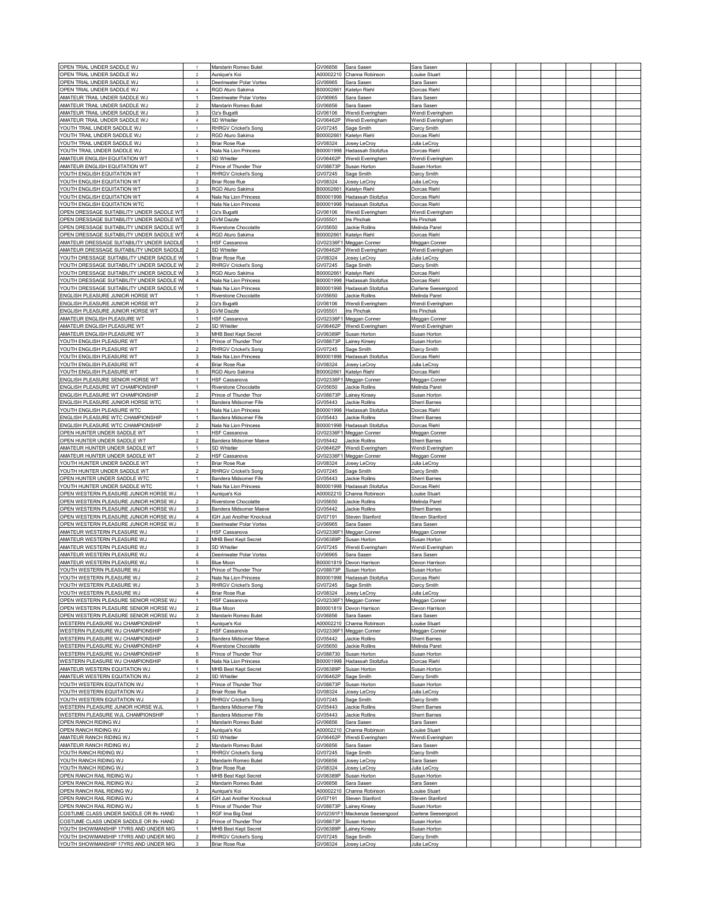| | | | | | | | | | | | |
|---|---|---|---|---|---|---|---|---|---|---|---|
| OPEN TRIAL UNDER SADDLE WJ | 1 | Mandarin Romeo Butet | GV06856 | Sara Sasen | Sara Sasen | | | | | | |
| OPEN TRIAL UNDER SADDLE WJ | 2 | Aunique's Koi | A00002210 | Channa Robinson | Louise Stuart | | | | | | |
| OPEN TRIAL UNDER SADDLE WJ | 3 | Deerinwater Polar Vortex | GV06965 | Sara Sasen | Sara Sasen | | | | | | |
| OPEN TRIAL UNDER SADDLE WJ | 4 | RGD Aturo Sakima | B00002661 | Katelyn Riehl | Dorcas Riehl | | | | | | |
| AMATEUR TRAIL UNDER SADDLE WJ | 1 | Deerinwater Polar Vortex | GV06965 | Sara Sasen | Sara Sasen | | | | | | |
| AMATEUR TRAIL UNDER SADDLE WJ | 2 | Mandarin Romeo Butet | GV06856 | Sara Sasen | Sara Sasen | | | | | | |
| AMATEUR TRAIL UNDER SADDLE WJ | 3 | Oz's Bugatti | GV06106 | Wendi Everingham | Wendi Everingham | | | | | | |
| AMATEUR TRAIL UNDER SADDLE WJ | 4 | SD Whistler | GV06462P | Wendi Everingham | Wendi Everingham | | | | | | |
| YOUTH TRAIL UNDER SADDLE WJ | 1 | RHRGV Cricket's Song | GV07245 | Sage Smith | Darcy Smith | | | | | | |
| YOUTH TRAIL UNDER SADDLE WJ | 2 | RGD Aturo Sakima | B00002661 | Katelyn Riehl | Dorcas Riehl | | | | | | |
| YOUTH TRAIL UNDER SADDLE WJ | 3 | Briar Rose Rue | GV08324 | Josey LeCroy | Julia LeCroy | | | | | | |
| YOUTH TRAIL UNDER SADDLE WJ | 4 | Nala Na Lion Princess | B00001998 | Hadassah Stoltzfus | Dorcas Riehl | | | | | | |
| AMATEUR ENGLISH EQUITATION WT | 1 | SD Whistler | GV06462P | Wendi Everingham | Wendi Everingham | | | | | | |
| AMATEUR ENGLISH EQUITATION WT | 2 | Prince of Thunder Thor | GV08873P | Susan Horton | Susan Horton | | | | | | |
| YOUTH ENGLISH EQUITATION WT | 1 | RHRGV Cricket's Song | GV07245 | Sage Smith | Darcy Smith | | | | | | |
| YOUTH ENGLISH EQUITATION WT | 2 | Briar Rose Rue | GV08324 | Josey LeCroy | Julia LeCroy | | | | | | |
| YOUTH ENGLISH EQUITATION WT | 3 | RGD Aturo Sakima | B00002661 | Katelyn Riehl | Dorcas Riehl | | | | | | |
| YOUTH ENGLISH EQUITATION WT | 4 | Nala Na Lion Princess | B00001998 | Hadassah Stoltzfus | Dorcas Riehl | | | | | | |
| YOUTH ENGLISH EQUITATION WTC | 1 | Nala Na Lion Princess | B00001998 | Hadassah Stoltzfus | Dorcas Riehl | | | | | | |
| OPEN DRESSAGE SUITABILITY UNDER SADDLE WT | 1 | Oz's Bugatti | GV06106 | Wendi Everingham | Wendi Everingham | | | | | | |
| OPEN DRESSAGE SUITABILITY UNDER SADDLE WT | 2 | GVM Dazzle | GV05501 | Iris Pinchak | Iris Pinchak | | | | | | |
| OPEN DRESSAGE SUITABILITY UNDER SADDLE WT | 3 | Riverstone Chocolatte | GV05650 | Jackie Rollins | Melinda Paret | | | | | | |
| OPEN DRESSAGE SUITABILITY UNDER SADDLE WT | 4 | RGD Aturo Sakima | B00002661 | Katelyn Riehl | Dorcas Riehl | | | | | | |
| AMATEUR DRESSAGE SUITABILITY UNDER SADDLE | 1 | HSF Cassanova | GV02336F1 | Meggan Conner | Meggan Conner | | | | | | |
| AMATEUR DRESSAGE SUITABILITY UNDER SADDLE | 2 | SD Whistler | GV06462P | Wendi Everingham | Wendi Everingham | | | | | | |
| YOUTH DRESSAGE SUITABILITY UNDER SADDLE W | 1 | Briar Rose Rue | GV08324 | Josey LeCroy | Julia LeCroy | | | | | | |
| YOUTH DRESSAGE SUITABILITY UNDER SADDLE W | 2 | RHRGV Cricket's Song | GV07245 | Sage Smith | Darcy Smith | | | | | | |
| YOUTH DRESSAGE SUITABILITY UNDER SADDLE W | 3 | RGD Aturo Sakima | B00002661 | Katelyn Riehl | Dorcas Riehl | | | | | | |
| YOUTH DRESSAGE SUITABILITY UNDER SADDLE W | 4 | Nala Na Lion Princess | B00001998 | Hadassah Stoltzfus | Dorcas Riehl | | | | | | |
| YOUTH DRESSAGE SUITABILITY UNDER SADDLE W | 1 | Nala Na Lion Princess | B00001998 | Hadassah Stoltzfus | Darlene Seesengood | | | | | | |
| ENGLISH PLEASURE JUNIOR HORSE WT | 1 | Riverstone Chocolatte | GV05650 | Jackie Rollins | Melinda Paret | | | | | | |
| ENGLISH PLEASURE JUNIOR HORSE WT | 2 | Oz's Bugatti | GV06106 | Wendi Everingham | Wendi Everingham | | | | | | |
| ENGLISH PLEASURE JUNIOR HORSE WT | 3 | GVM Dazzle | GV05501 | Iris Pinchak | Iris Pinchak | | | | | | |
| AMATEUR ENGLISH PLEASURE WT | 1 | HSF Cassanova | GV02336F1 | Meggan Conner | Meggan Conner | | | | | | |
| AMATEUR ENGLISH PLEASURE WT | 2 | SD Whistler | GV06462P | Wendi Everingham | Wendi Everingham | | | | | | |
| AMATEUR ENGLISH PLEASURE WT | 3 | MHB Best Kept Secret | GV06389P | Susan Horton | Susan Horton | | | | | | |
| YOUTH ENGLISH PLEASURE WT | 1 | Prince of Thunder Thor | GV08873P | Lainey Kinsey | Susan Horton | | | | | | |
| YOUTH ENGLISH PLEASURE WT | 2 | RHRGV Cricket's Song | GV07245 | Sage Smith | Darcy Smith | | | | | | |
| YOUTH ENGLISH PLEASURE WT | 3 | Nala Na Lion Princess | B00001998 | Hadassah Stoltzfus | Dorcas Riehl | | | | | | |
| YOUTH ENGLISH PLEASURE WT | 4 | Briar Rose Rue | GV08324 | Josey LeCroy | Julia LeCroy | | | | | | |
| YOUTH ENGLISH PLEASURE WT | 5 | RGD Aturo Sakima | B00002661 | Katelyn Riehl | Dorcas Riehl | | | | | | |
| ENGLISH PLEASURE SENIOR HORSE WT | 1 | HSF Cassanova | GV02336F1 | Meggan Conner | Meggan Conner | | | | | | |
| ENGLISH PLEASURE WT CHAMPIONSHIP | 1 | Riverstone Chocolatte | GV05650 | Jackie Rollins | Melinda Paret | | | | | | |
| ENGLISH PLEASURE WT CHAMPIONSHIP | 2 | Prince of Thunder Thor | GV08873P | Lainey Kinsey | Susan Horton | | | | | | |
| ENGLISH PLEASURE JUNIOR HORSE WTC | 1 | Bandera Midsomer Fife | GV05443 | Jackie Rollins | Sherri Barnes | | | | | | |
| YOUTH ENGLISH PLEASURE WTC | 1 | Nala Na Lion Princess | B00001998 | Hadassah Stoltzfus | Dorcas Riehl | | | | | | |
| ENGLISH PLEASURE WTC CHAMPIONSHIP | 1 | Bandera Midsomer Fife | GV05443 | Jackie Rollins | Sherri Barnes | | | | | | |
| ENGLISH PLEASURE WTC CHAMPIONSHIP | 2 | Nala Na Lion Princess | B00001998 | Hadassah Stoltzfus | Dorcas Riehl | | | | | | |
| OPEN HUNTER UNDER SADDLE WT | 1 | HSF Cassanova | GV02336F1 | Meggan Conner | Meggan Conner | | | | | | |
| OPEN HUNTER UNDER SADDLE WT | 2 | Bandera Midsomer Maeve | GV05442 | Jackie Rollins | Sherri Barnes | | | | | | |
| AMATEUR HUNTER UNDER SADDLE WT | 1 | SD Whistler | GV06462P | Wendi Everingham | Wendi Everingham | | | | | | |
| AMATEUR HUNTER UNDER SADDLE WT | 2 | HSF Cassanova | GV02336F1 | Meggan Conner | Meggan Conner | | | | | | |
| YOUTH HUNTER UNDER SADDLE WT | 1 | Briar Rose Rue | GV08324 | Josey LeCroy | Julia LeCroy | | | | | | |
| YOUTH HUNTER UNDER SADDLE WT | 2 | RHRGV Cricket's Song | GV07245 | Sage Smith | Darcy Smith | | | | | | |
| OPEN HUNTER UNDER SADDLE WTC | 1 | Bandera Midsomer Fife | GV05443 | Jackie Rollins | Sherri Barnes | | | | | | |
| YOUTH HUNTER UNDER SADDLE WTC | 1 | Nala Na Lion Princess | B00001998 | Hadassah Stoltzfus | Dorcas Riehl | | | | | | |
| OPEN WESTERN PLEASURE JUNIOR HORSE WJ | 1 | Aunique's Koi | A00002210 | Channa Robinson | Louise Stuart | | | | | | |
| OPEN WESTERN PLEASURE JUNIOR HORSE WJ | 2 | Riverstone Chocolatte | GV05650 | Jackie Rollins | Melinda Paret | | | | | | |
| OPEN WESTERN PLEASURE JUNIOR HORSE WJ | 3 | Bandera Midsomer Maeve | GV05442 | Jackie Rollins | Sherri Barnes | | | | | | |
| OPEN WESTERN PLEASURE JUNIOR HORSE WJ | 4 | IGH Just Another Knockout | GV07191 | Steven Stanford | Steven Stanford | | | | | | |
| OPEN WESTERN PLEASURE JUNIOR HORSE WJ | 5 | Deerinwater Polar Vortex | GV06965 | Sara Sasen | Sara Sasen | | | | | | |
| AMATEUR WESTERN PLEASURE WJ | 1 | HSF Cassanova | GV02336F1 | Meggan Conner | Meggan Conner | | | | | | |
| AMATEUR WESTERN PLEASURE WJ | 2 | MHB Best Kept Secret | GV06389P | Susan Horton | Susan Horton | | | | | | |
| AMATEUR WESTERN PLEASURE WJ | 3 | SD Whistler | GV07245 | Wendi Everingham | Wendi Everingham | | | | | | |
| AMATEUR WESTERN PLEASURE WJ | 4 | Deerinwater Polar Vortex | GV06965 | Sara Sasen | Sara Sasen | | | | | | |
| AMATEUR WESTERN PLEASURE WJ | 5 | Blue Moon | B00001819 | Devon Harrison | Devon Harrison | | | | | | |
| YOUTH WESTERN PLEASURE WJ | 1 | Prince of Thunder Thor | GV08873P | Susan Horton | Susan Horton | | | | | | |
| YOUTH WESTERN PLEASURE WJ | 2 | Nala Na Lion Princess | B00001998 | Hadassah Stoltzfus | Dorcas Riehl | | | | | | |
| YOUTH WESTERN PLEASURE WJ | 3 | RHRGV Cricket's Song | GV07245 | Sage Smith | Darcy Smith | | | | | | |
| YOUTH WESTERN PLEASURE WJ | 4 | Briar Rose Rue | GV08324 | Josey LeCroy | Julia LeCroy | | | | | | |
| OPEN WESTERN PLEASURE SENIOR HORSE WJ | 1 | HSF Cassanova | GV02336F1 | Meggan Conner | Meggan Conner | | | | | | |
| OPEN WESTERN PLEASURE SENIOR HORSE WJ | 2 | Blue Moon | B00001819 | Devon Harrison | Devon Harrison | | | | | | |
| OPEN WESTERN PLEASURE SENIOR HORSE WJ | 3 | Mandarin Romeo Butet | GV06856 | Sara Sasen | Sara Sasen | | | | | | |
| WESTERN PLEASURE WJ CHAMPIONSHIP | 1 | Aunique's Koi | A00002210 | Channa Robinson | Louise Stuart | | | | | | |
| WESTERN PLEASURE WJ CHAMPIONSHIP | 2 | HSF Cassanova | GV02336F1 | Meggan Conner | Meggan Conner | | | | | | |
| WESTERN PLEASURE WJ CHAMPIONSHIP | 3 | Bandera Midsomer Maeve | GV05442 | Jackie Rollins | Sherri Barnes | | | | | | |
| WESTERN PLEASURE WJ CHAMPIONSHIP | 4 | Riverstone Chocolatte | GV05650 | Jackie Rollins | Melinda Paret | | | | | | |
| WESTERN PLEASURE WJ CHAMPIONSHIP | 5 | Prince of Thunder Thor | GV088730 | Susan Horton | Susan Horton | | | | | | |
| WESTERN PLEASURE WJ CHAMPIONSHIP | 6 | Nala Na Lion Princess | B00001998 | Hadassah Stoltzfus | Dorcas Riehl | | | | | | |
| AMATEUR WESTERN EQUITATION WJ | 1 | MHB Best Kept Secret | GV06389P | Susan Horton | Susan Horton | | | | | | |
| AMATEUR WESTERN EQUITATION WJ | 2 | SD Whistler | GV06462P | Sage Smith | Darcy Smith | | | | | | |
| YOUTH WESTERN EQUITATION WJ | 1 | Prince of Thunder Thor | GV08873P | Susan Horton | Susan Horton | | | | | | |
| YOUTH WESTERN EQUITATION WJ | 2 | Briair Rose Rue | GV08324 | Josey LeCroy | Julia LeCroy | | | | | | |
| YOUTH WESTERN EQUITATION WJ | 3 | RHRGV Cricket's Song | GV07245 | Sage Smith | Darcy Smith | | | | | | |
| WESTERN PLEASURE JUNIOR HORSE WJL | 1 | Bandera Midsomer Fife | GV05443 | Jackie Rollins | Sherri Barnes | | | | | | |
| WESTERN PLEASURE WJL CHAMPIONSHIP | 1 | Bandera Midsomer Fife | GV05443 | Jackie Rollins | Sherri Barnes | | | | | | |
| OPEN RANCH RIDING WJ | 1 | Mandarin Romeo Butet | GV06856 | Sara Sasen | Sara Sasen | | | | | | |
| OPEN RANCH RIDING WJ | 2 | Aunique's Koi | A00002210 | Channa Robinson | Louise Stuart | | | | | | |
| AMATEUR RANCH RIDING WJ | 1 | SD Whistler | GV06462P | Wendi Everingham | Wendi Everingham | | | | | | |
| AMATEUR RANCH RIDING WJ | 2 | Mandarin Romeo Butet | GV06856 | Sara Sasen | Sara Sasen | | | | | | |
| YOUTH RANCH RIDING WJ | 1 | RHRGV Cricket's Song | GV07245 | Sage Smith | Darcy Smith | | | | | | |
| YOUTH RANCH RIDING WJ | 2 | Mandarin Romeo Butet | GV06856 | Josey LeCroy | Sara Sasen | | | | | | |
| YOUTH RANCH RIDING WJ | 3 | Briar Rose Rue | GV08324 | Josey LeCroy | Julia LeCroy | | | | | | |
| OPEN RANCH RAIL RIDING WJ | 1 | MHB Best Kept Secret | GV06389P | Susan Horton | Susan Horton | | | | | | |
| OPEN RANCH RAIL RIDING WJ | 2 | Mandarin Romeo Butet | GV06856 | Sara Sasen | Sara Sasen | | | | | | |
| OPEN RANCH RAIL RIDING WJ | 3 | Aunique's Koi | A00002210 | Channa Robinson | Louise Stuart | | | | | | |
| OPEN RANCH RAIL RIDING WJ | 4 | IGH Just Another Knockout | GV07191 | Steven Stanford | Steven Stanford | | | | | | |
| OPEN RANCH RAIL RIDING WJ | 5 | Prince of Thunder Thor | GV08873P | Lainey Kinsey | Susan Horton | | | | | | |
| COSTUME CLASS UNDER SADDLE OR IN- HAND | 1 | RGF Ima Big Deal | GV02391F1 | Mackenzie Seesengood | Darlene Seesengood | | | | | | |
| COSTUME CLASS UNDER SADDLE OR IN- HAND | 2 | Prince of Thunder Thor | GV08873P | Susan Horton | Susan Horton | | | | | | |
| YOUTH SHOWMANSHIP 17YRS AND UNDER M/G | 1 | MHB Best Kept Secret | GV06389P | Lainey Kinsey | Susan Horton | | | | | | |
| YOUTH SHOWMANSHIP 17YRS AND UNDER M/G | 2 | RHRGV Cricket's Song | GV07245 | Sage Smith | Darcy Smith | | | | | | |
| YOUTH SHOWMANSHIP 17YRS AND UNDER M/G | 3 | Briar Rose Rue | GV08324 | Josey LeCroy | Julia LeCroy | | | | | | |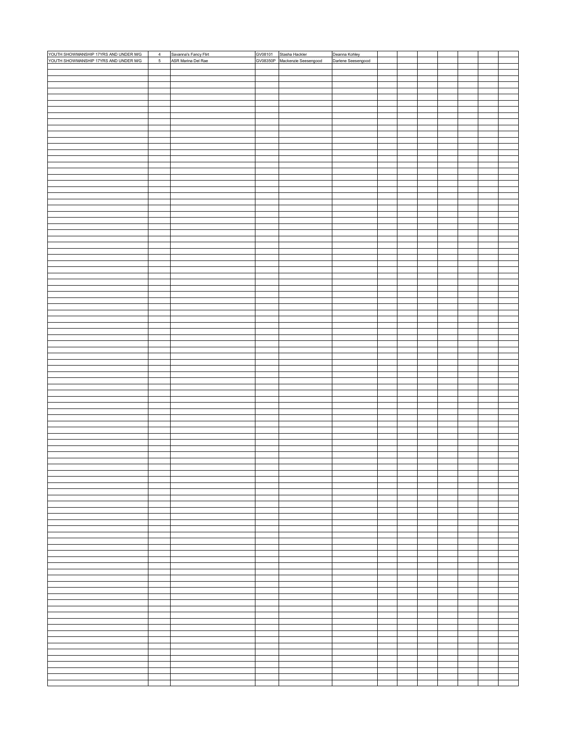| | | | | | | | | | | | | | |
|---|---|---|---|---|---|---|---|---|---|---|---|---|---|
| YOUTH SHOWMANSHIP 17YRS AND UNDER M/G | 4 | Savanna's Fancy Flirt | GV08101 | Stasha Hackler | Deanna Kohley | | | | | | | | |
| YOUTH SHOWMANSHIP 17YRS AND UNDER M/G | 5 | ASR Marina Del Rae | GV08350P | Mackenzie Seesengood | Darlene Seesengood | | | | | | | | |